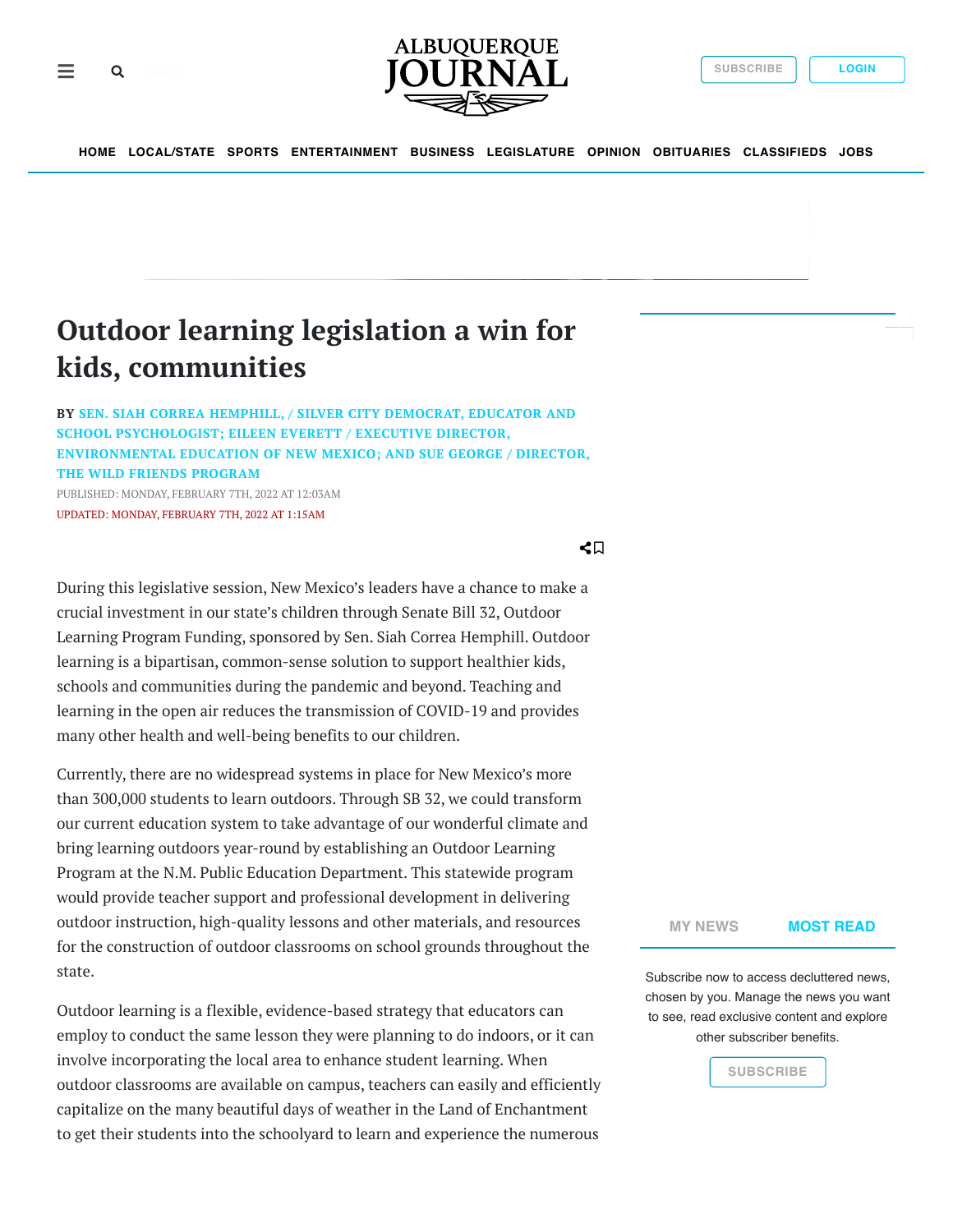# Outdoor learning legislation a win for kids, communities

**BY SEN. SIAH CORREA HEMPHILL, / SILVER CITY DEMOCRAT, EDUCATOR AND SCHOOL PSYCHOLOGIST; EILEEN EVERETT / EXECUTIVE DIRECTOR, ENVIRONMENTAL EDUCATION OF NEW MEXICO; AND SUE GEORGE / DIRECTOR, THE WILD FRIENDS PROGRAM**

PUBLISHED: MONDAY, FEBRUARY 7TH, 2022 AT 12:03AM

UPDATED: MONDAY, FEBRUARY 7TH, 2022 AT 1:15AM

During this legislative session, New Mexico's leaders have a chance to make a crucial investment in our state's children through Senate Bill 32, Outdoor Learning Program Funding, sponsored by Sen. Siah Correa Hemphill. Outdoor learning is a bipartisan, common-sense solution to support healthier kids, schools and communities during the pandemic and beyond. Teaching and learning in the open air reduces the transmission of COVID-19 and provides many other health and well-being benefits to our children.

Currently, there are no widespread systems in place for New Mexico's more than 300,000 students to learn outdoors. Through SB 32, we could transform our current education system to take advantage of our wonderful climate and bring learning outdoors year-round by establishing an Outdoor Learning Program at the N.M. Public Education Department. This statewide program would provide teacher support and professional development in delivering outdoor instruction, high-quality lessons and other materials, and resources for the construction of outdoor classrooms on school grounds throughout the state.

Outdoor learning is a flexible, evidence-based strategy that educators can employ to conduct the same lesson they were planning to do indoors, or it can involve incorporating the local area to enhance student learning. When outdoor classrooms are available on campus, teachers can easily and efficiently capitalize on the many beautiful days of weather in the Land of Enchantment to get their students into the schoolyard to learn and experience the numerous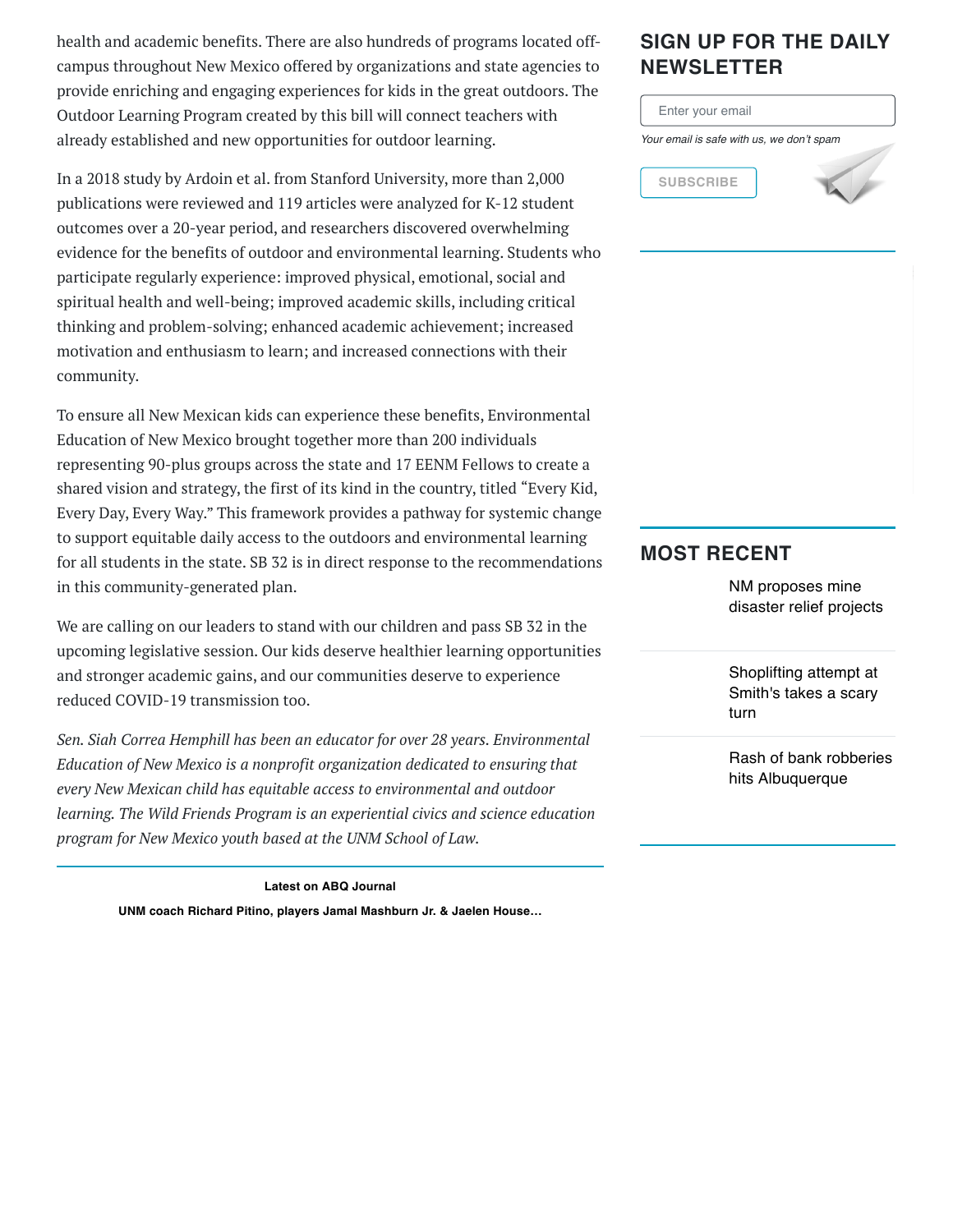health and academic benefits. There are also hundreds of programs located off-campus throughout New Mexico offered by organizations and state agencies to provide enriching and engaging experiences for kids in the great outdoors. The Outdoor Learning Program created by this bill will connect teachers with already established and new opportunities for outdoor learning.

In a 2018 study by Ardoin et al. from Stanford University, more than 2,000 publications were reviewed and 119 articles were analyzed for K-12 student outcomes over a 20-year period, and researchers discovered overwhelming evidence for the benefits of outdoor and environmental learning. Students who participate regularly experience: improved physical, emotional, social and spiritual health and well-being; improved academic skills, including critical thinking and problem-solving; enhanced academic achievement; increased motivation and enthusiasm to learn; and increased connections with their community.

To ensure all New Mexican kids can experience these benefits, Environmental Education of New Mexico brought together more than 200 individuals representing 90-plus groups across the state and 17 EENM Fellows to create a shared vision and strategy, the first of its kind in the country, titled "Every Kid, Every Day, Every Way." This framework provides a pathway for systemic change to support equitable daily access to the outdoors and environmental learning for all students in the state. SB 32 is in direct response to the recommendations in this community-generated plan.

We are calling on our leaders to stand with our children and pass SB 32 in the upcoming legislative session. Our kids deserve healthier learning opportunities and stronger academic gains, and our communities deserve to experience reduced COVID-19 transmission too.

*Sen. Siah Correa Hemphill has been an educator for over 28 years. Environmental Education of New Mexico is a nonprofit organization dedicated to ensuring that every New Mexican child has equitable access to environmental and outdoor learning. The Wild Friends Program is an experiential civics and science education program for New Mexico youth based at the UNM School of Law.*

**Latest on ABQ Journal**

**UNM coach Richard Pitino, players Jamal Mashburn Jr. & Jaelen House...**

## SIGN UP FOR THE DAILY NEWSLETTER

Enter your email

*Your email is safe with us, we don't spam*

SUBSCRIBE

## MOST RECENT

NM proposes mine disaster relief projects

Shoplifting attempt at Smith's takes a scary turn

Rash of bank robberies hits Albuquerque